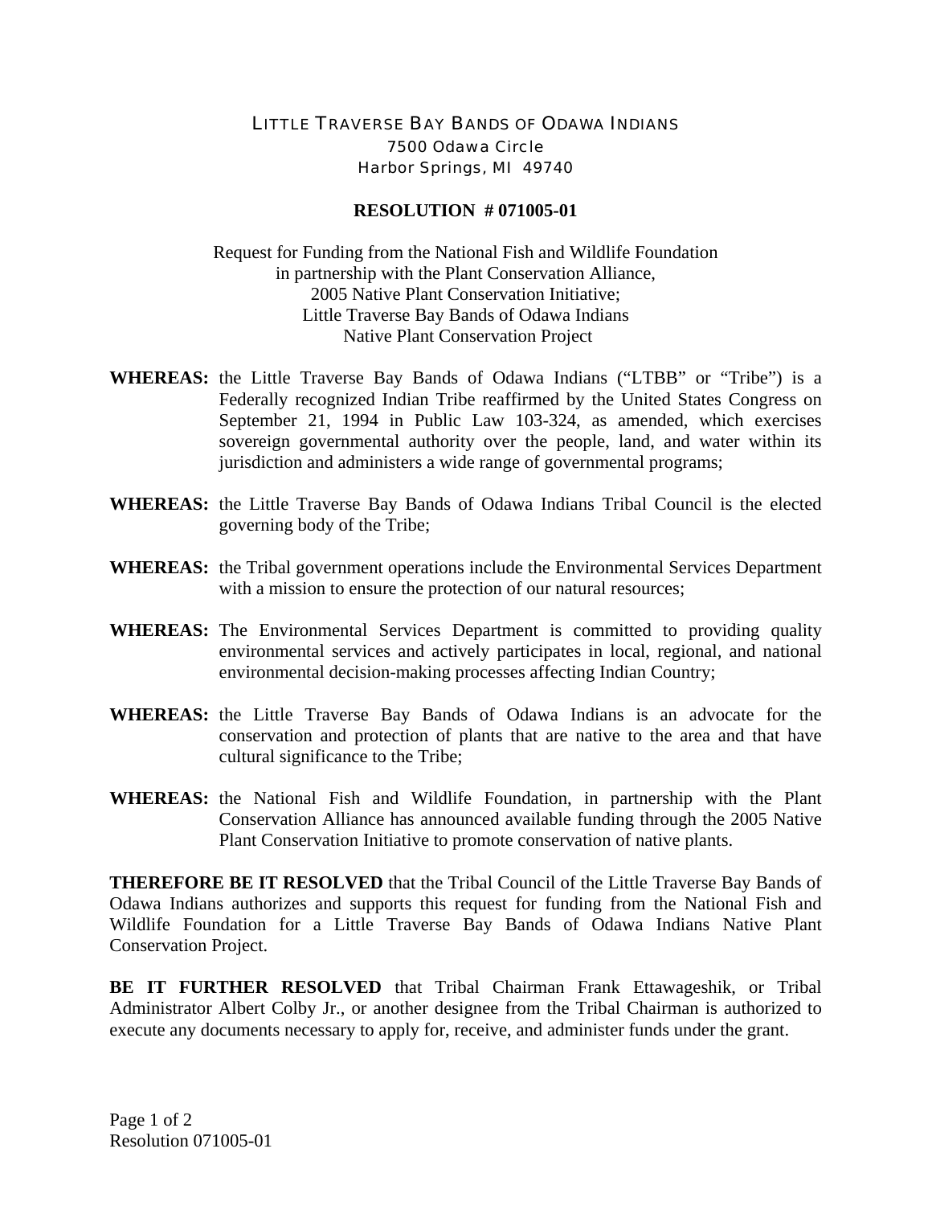# LITTLE TRAVERSE BAY BANDS OF ODAWA INDIANS

7500 Odawa Circle
Harbor Springs, MI 49740

## RESOLUTION # 071005-01

Request for Funding from the National Fish and Wildlife Foundation
in partnership with the Plant Conservation Alliance,
2005 Native Plant Conservation Initiative;
Little Traverse Bay Bands of Odawa Indians
Native Plant Conservation Project

**WHEREAS:** the Little Traverse Bay Bands of Odawa Indians ("LTBB" or "Tribe") is a Federally recognized Indian Tribe reaffirmed by the United States Congress on September 21, 1994 in Public Law 103-324, as amended, which exercises sovereign governmental authority over the people, land, and water within its jurisdiction and administers a wide range of governmental programs;

**WHEREAS:** the Little Traverse Bay Bands of Odawa Indians Tribal Council is the elected governing body of the Tribe;

**WHEREAS:** the Tribal government operations include the Environmental Services Department with a mission to ensure the protection of our natural resources;

**WHEREAS:** The Environmental Services Department is committed to providing quality environmental services and actively participates in local, regional, and national environmental decision-making processes affecting Indian Country;

**WHEREAS:** the Little Traverse Bay Bands of Odawa Indians is an advocate for the conservation and protection of plants that are native to the area and that have cultural significance to the Tribe;

**WHEREAS:** the National Fish and Wildlife Foundation, in partnership with the Plant Conservation Alliance has announced available funding through the 2005 Native Plant Conservation Initiative to promote conservation of native plants.

**THEREFORE BE IT RESOLVED** that the Tribal Council of the Little Traverse Bay Bands of Odawa Indians authorizes and supports this request for funding from the National Fish and Wildlife Foundation for a Little Traverse Bay Bands of Odawa Indians Native Plant Conservation Project.

**BE IT FURTHER RESOLVED** that Tribal Chairman Frank Ettawageshik, or Tribal Administrator Albert Colby Jr., or another designee from the Tribal Chairman is authorized to execute any documents necessary to apply for, receive, and administer funds under the grant.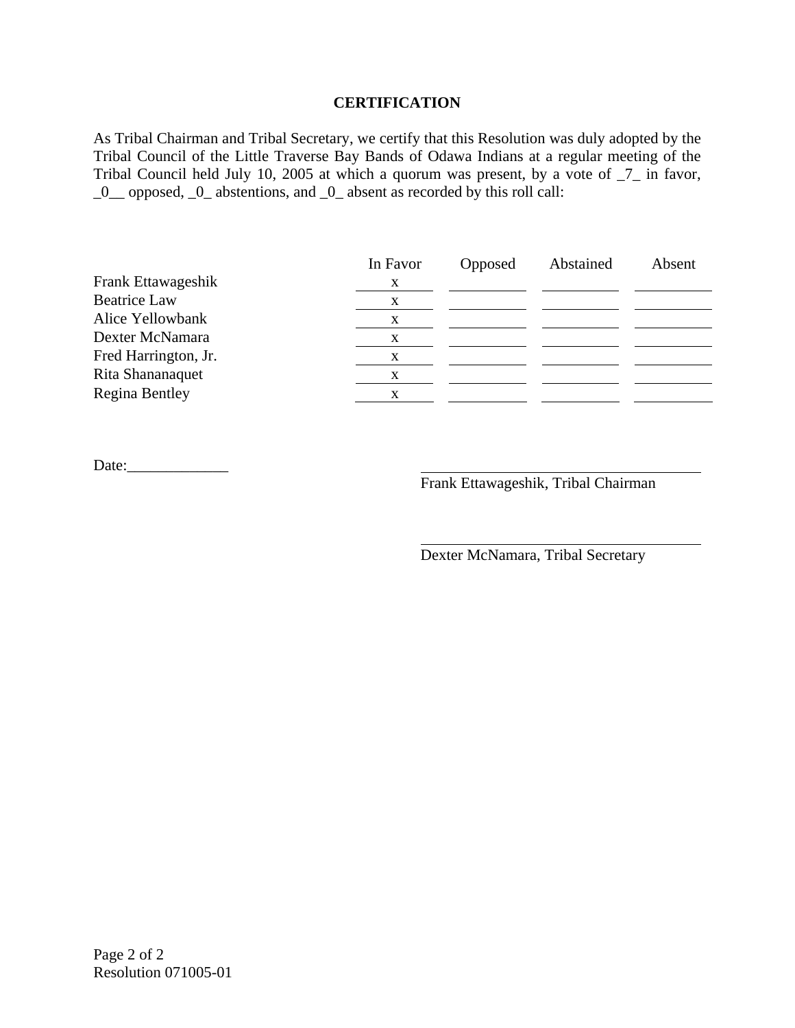## CERTIFICATION

As Tribal Chairman and Tribal Secretary, we certify that this Resolution was duly adopted by the Tribal Council of the Little Traverse Bay Bands of Odawa Indians at a regular meeting of the Tribal Council held July 10, 2005 at which a quorum was present, by a vote of _7_ in favor, _0__ opposed, _0_ abstentions, and _0_ absent as recorded by this roll call:

| | In Favor | Opposed | Abstained | Absent |
|---|---|---|---|---|
| Frank Ettawageshik | x | | | |
| Beatrice Law | x | | | |
| Alice Yellowbank | x | | | |
| Dexter McNamara | x | | | |
| Fred Harrington, Jr. | x | | | |
| Rita Shananaquet | x | | | |
| Regina Bentley | x | | | |

Date:_____________

_____________________________________
Frank Ettawageshik, Tribal Chairman

_____________________________________
Dexter McNamara, Tribal Secretary

Resolution 071005-01